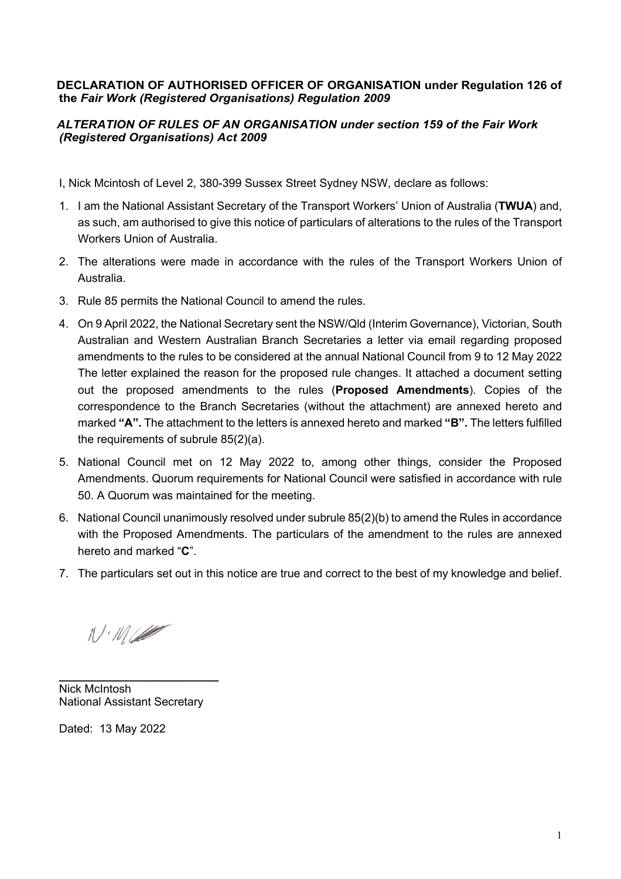**DECLARATION OF AUTHORISED OFFICER OF ORGANISATION under Regulation 126 of the *Fair Work (Registered Organisations) Regulation 2009***

***ALTERATION OF RULES OF AN ORGANISATION under section 159 of the Fair Work (Registered Organisations) Act 2009***

I, Nick Mcintosh of Level 2, 380-399 Sussex Street Sydney NSW, declare as follows:

1. I am the National Assistant Secretary of the Transport Workers' Union of Australia (**TWUA**) and, as such, am authorised to give this notice of particulars of alterations to the rules of the Transport Workers Union of Australia.
2. The alterations were made in accordance with the rules of the Transport Workers Union of Australia.
3. Rule 85 permits the National Council to amend the rules.
4. On 9 April 2022, the National Secretary sent the NSW/Qld (Interim Governance), Victorian, South Australian and Western Australian Branch Secretaries a letter via email regarding proposed amendments to the rules to be considered at the annual National Council from 9 to 12 May 2022 The letter explained the reason for the proposed rule changes. It attached a document setting out the proposed amendments to the rules (**Proposed Amendments**). Copies of the correspondence to the Branch Secretaries (without the attachment) are annexed hereto and marked **"A".** The attachment to the letters is annexed hereto and marked **"B".** The letters fulfilled the requirements of subrule 85(2)(a).
5. National Council met on 12 May 2022 to, among other things, consider the Proposed Amendments. Quorum requirements for National Council were satisfied in accordance with rule 50. A Quorum was maintained for the meeting.
6. National Council unanimously resolved under subrule 85(2)(b) to amend the Rules in accordance with the Proposed Amendments. The particulars of the amendment to the rules are annexed hereto and marked "**C**".
7. The particulars set out in this notice are true and correct to the best of my knowledge and belief.

N. McI

Nick McIntosh
National Assistant Secretary

Dated: 13 May 2022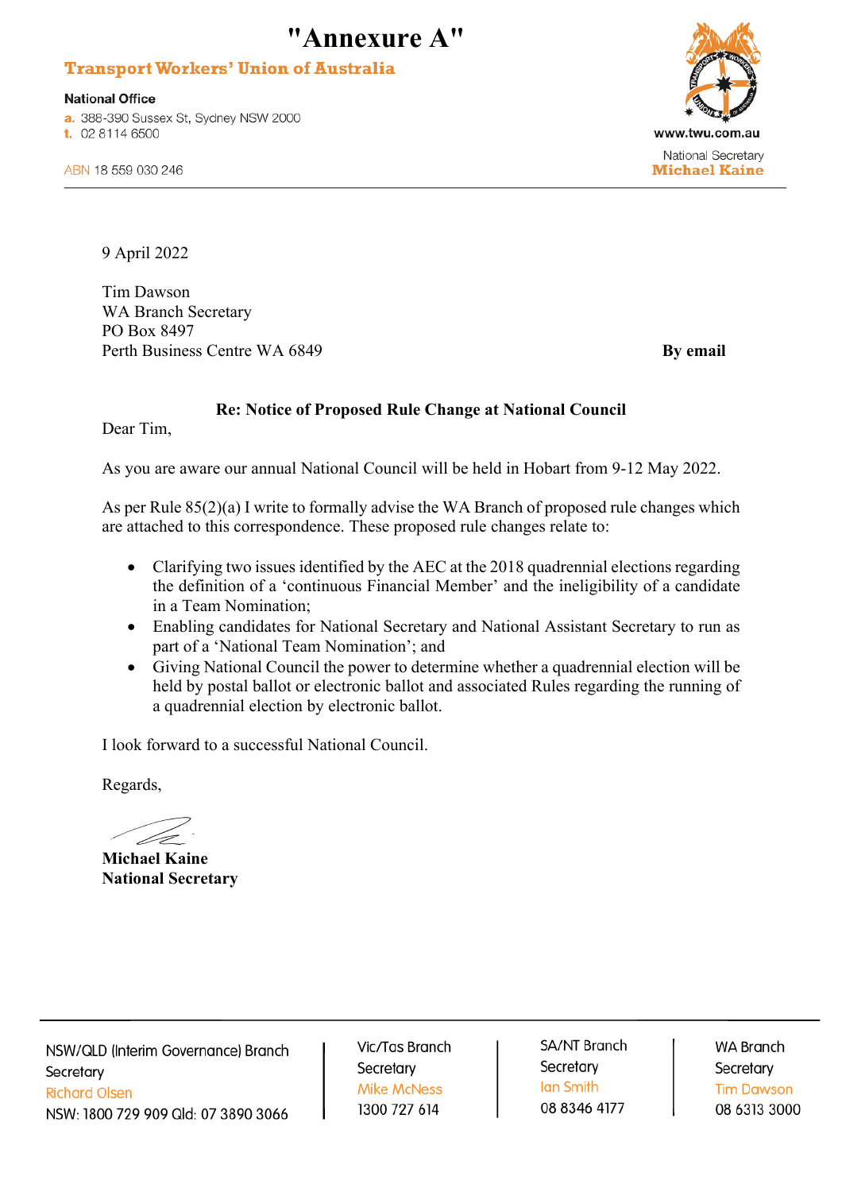# "Annexure A"

**Transport Workers' Union of Australia**

**National Office**
a. 388-390 Sussex St, Sydney NSW 2000
t. 02 8114 6500

ABN 18 559 030 246

www.twu.com.au

National Secretary
**Michael Kaine**

9 April 2022

Tim Dawson
WA Branch Secretary
PO Box 8497
Perth Business Centre WA 6849

**By email**

**Re: Notice of Proposed Rule Change at National Council**

Dear Tim,

As you are aware our annual National Council will be held in Hobart from 9-12 May 2022.

As per Rule 85(2)(a) I write to formally advise the WA Branch of proposed rule changes which are attached to this correspondence. These proposed rule changes relate to:

- Clarifying two issues identified by the AEC at the 2018 quadrennial elections regarding the definition of a 'continuous Financial Member' and the ineligibility of a candidate in a Team Nomination;
- Enabling candidates for National Secretary and National Assistant Secretary to run as part of a 'National Team Nomination'; and
- Giving National Council the power to determine whether a quadrennial election will be held by postal ballot or electronic ballot and associated Rules regarding the running of a quadrennial election by electronic ballot.

I look forward to a successful National Council.

Regards,

**Michael Kaine**
**National Secretary**

| NSW/QLD (Interim Governance) Branch Secretary | Vic/Tas Branch Secretary | SA/NT Branch Secretary | WA Branch Secretary |
|---|---|---|---|
| Richard Olsen | Mike McNess | Ian Smith | Tim Dawson |
| NSW: 1800 729 909 Qld: 07 3890 3066 | 1300 727 614 | 08 8346 4177 | 08 6313 3000 |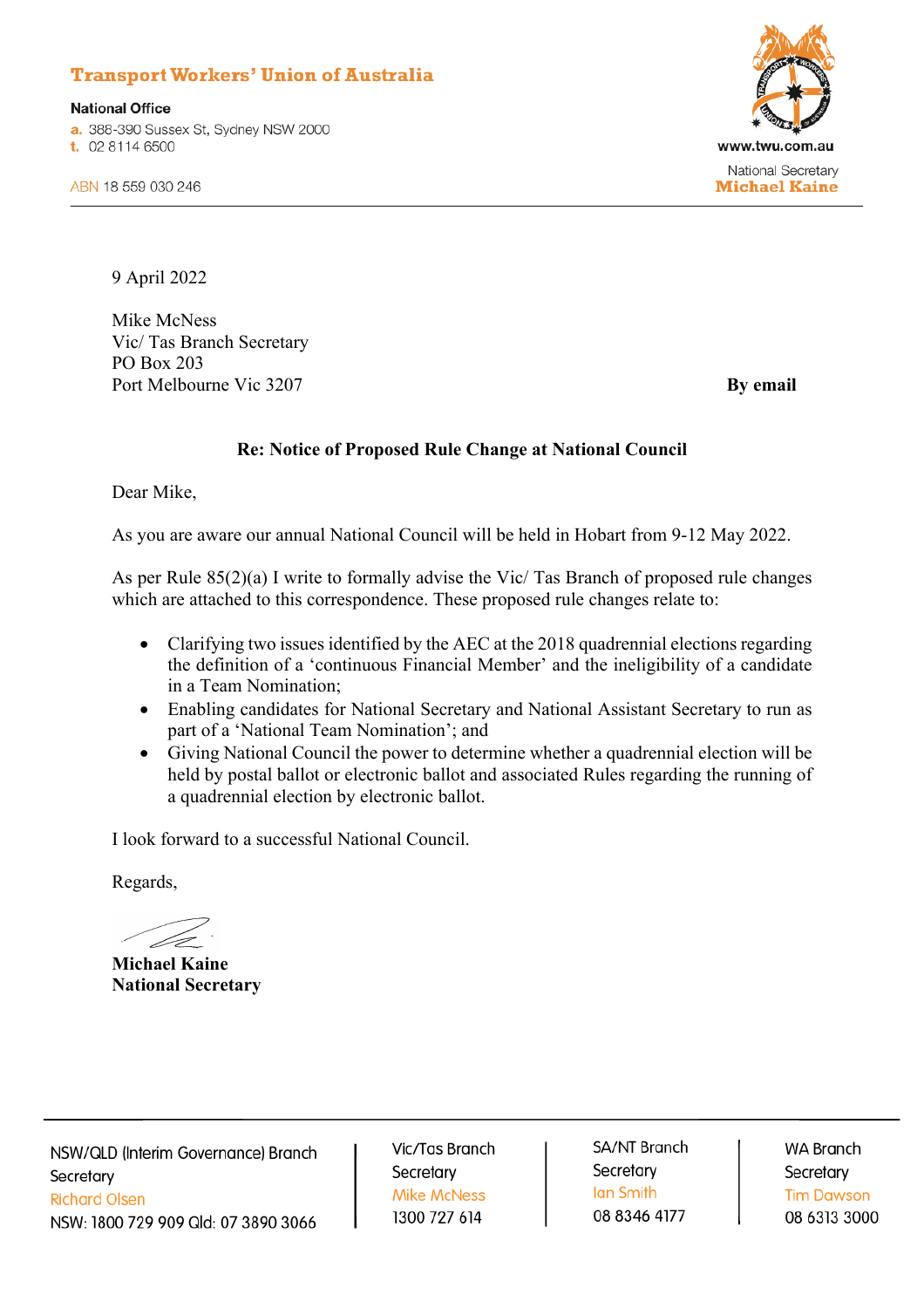**Transport Workers' Union of Australia**

**National Office**
a. 388-390 Sussex St, Sydney NSW 2000
t. 02 8114 6500

ABN 18 559 030 246

www.twu.com.au

National Secretary
**Michael Kaine**

---

9 April 2022

Mike McNess
Vic/ Tas Branch Secretary
PO Box 203
Port Melbourne Vic 3207

**By email**

**Re: Notice of Proposed Rule Change at National Council**

Dear Mike,

As you are aware our annual National Council will be held in Hobart from 9-12 May 2022.

As per Rule 85(2)(a) I write to formally advise the Vic/ Tas Branch of proposed rule changes which are attached to this correspondence. These proposed rule changes relate to:

- Clarifying two issues identified by the AEC at the 2018 quadrennial elections regarding the definition of a 'continuous Financial Member' and the ineligibility of a candidate in a Team Nomination;
- Enabling candidates for National Secretary and National Assistant Secretary to run as part of a 'National Team Nomination'; and
- Giving National Council the power to determine whether a quadrennial election will be held by postal ballot or electronic ballot and associated Rules regarding the running of a quadrennial election by electronic ballot.

I look forward to a successful National Council.

Regards,

**Michael Kaine**
**National Secretary**

---

| NSW/QLD (Interim Governance) Branch Secretary | Vic/Tas Branch Secretary | SA/NT Branch Secretary | WA Branch Secretary |
|---|---|---|---|
| Richard Olsen | Mike McNess | Ian Smith | Tim Dawson |
| NSW: 1800 729 909 Qld: 07 3890 3066 | 1300 727 614 | 08 8346 4177 | 08 6313 3000 |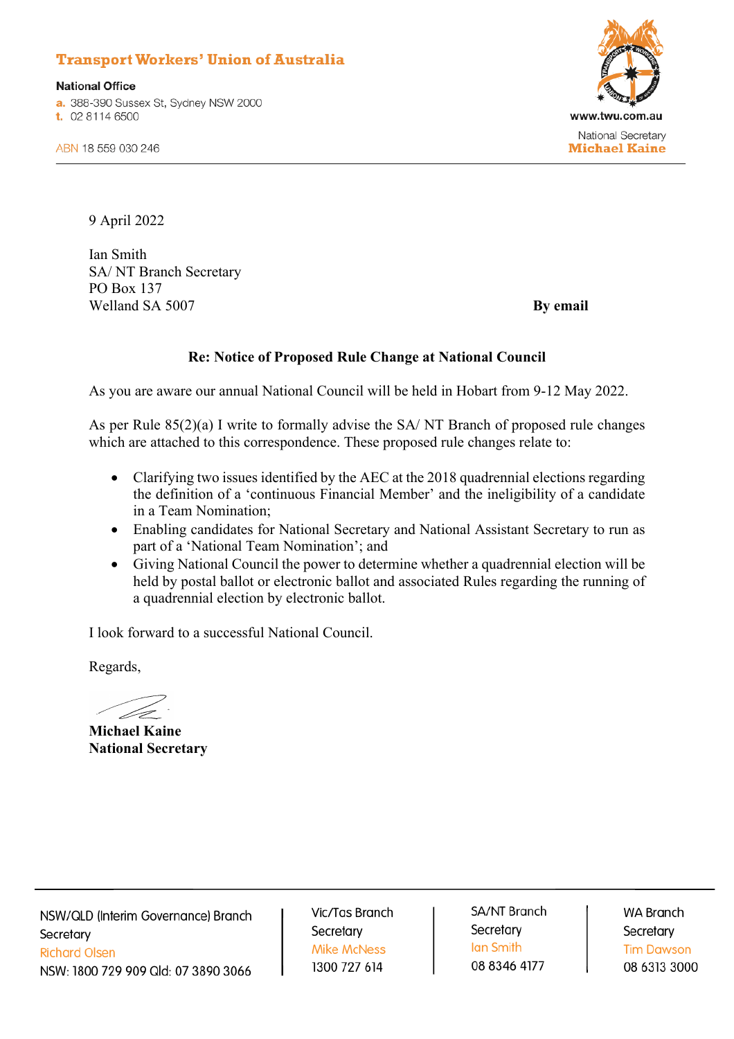**Transport Workers' Union of Australia**

**National Office**
a. 388-390 Sussex St, Sydney NSW 2000
t. 02 8114 6500

ABN 18 559 030 246

www.twu.com.au

National Secretary
**Michael Kaine**

9 April 2022

Ian Smith
SA/ NT Branch Secretary
PO Box 137
Welland SA 5007

**By email**

**Re: Notice of Proposed Rule Change at National Council**

As you are aware our annual National Council will be held in Hobart from 9-12 May 2022.

As per Rule 85(2)(a) I write to formally advise the SA/ NT Branch of proposed rule changes which are attached to this correspondence. These proposed rule changes relate to:

- Clarifying two issues identified by the AEC at the 2018 quadrennial elections regarding the definition of a 'continuous Financial Member' and the ineligibility of a candidate in a Team Nomination;
- Enabling candidates for National Secretary and National Assistant Secretary to run as part of a 'National Team Nomination'; and
- Giving National Council the power to determine whether a quadrennial election will be held by postal ballot or electronic ballot and associated Rules regarding the running of a quadrennial election by electronic ballot.

I look forward to a successful National Council.

Regards,

**Michael Kaine**
**National Secretary**

| NSW/QLD (Interim Governance) Branch Secretary | Vic/Tas Branch Secretary | SA/NT Branch Secretary | WA Branch Secretary |
|---|---|---|---|
| Richard Olsen | Mike McNess | Ian Smith | Tim Dawson |
| NSW: 1800 729 909 Qld: 07 3890 3066 | 1300 727 614 | 08 8346 4177 | 08 6313 3000 |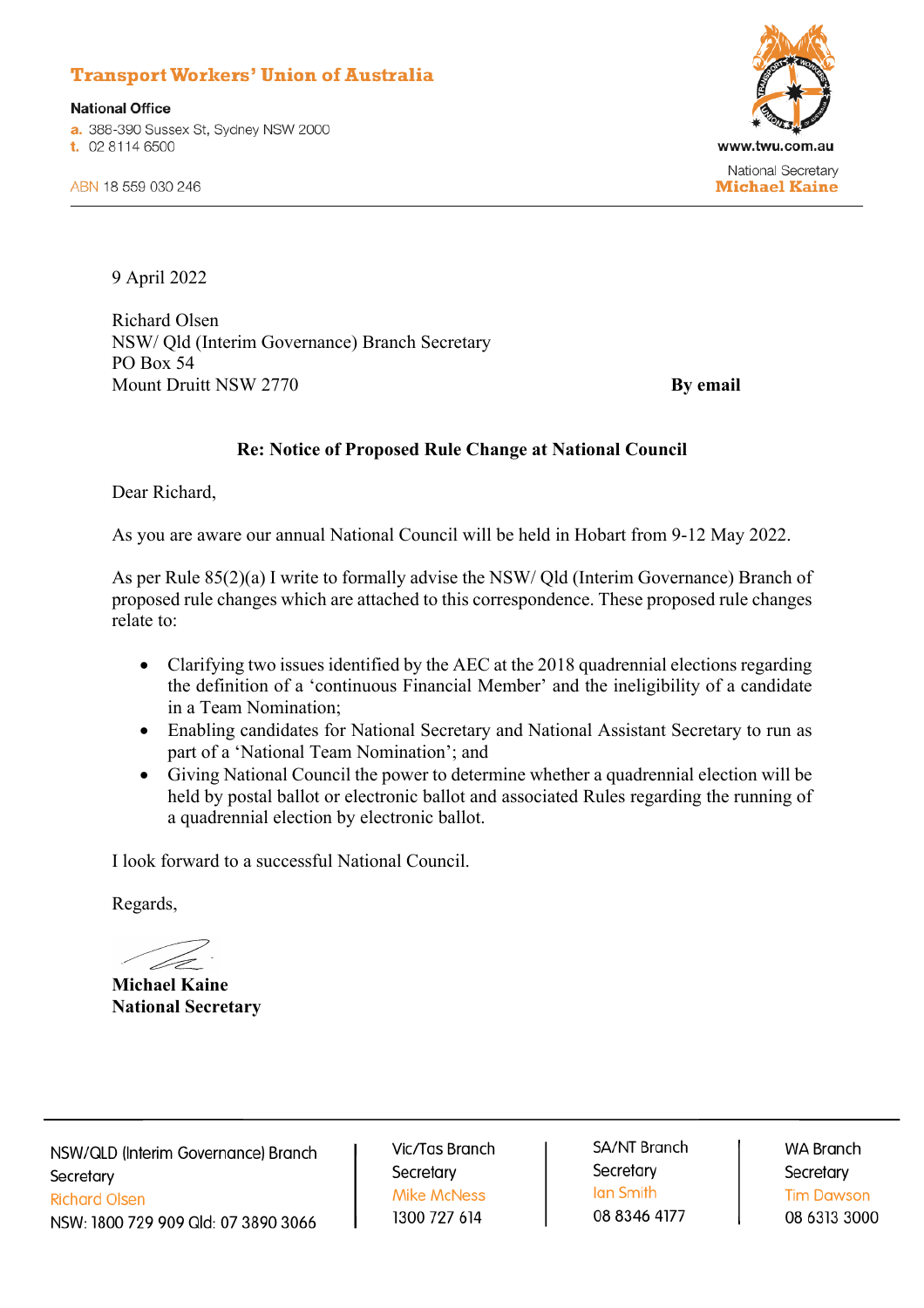**Transport Workers' Union of Australia**

**National Office**
a. 388-390 Sussex St, Sydney NSW 2000
t. 02 8114 6500

ABN 18 559 030 246

www.twu.com.au

National Secretary
**Michael Kaine**

9 April 2022

Richard Olsen
NSW/ Qld (Interim Governance) Branch Secretary
PO Box 54
Mount Druitt NSW 2770

**By email**

**Re: Notice of Proposed Rule Change at National Council**

Dear Richard,

As you are aware our annual National Council will be held in Hobart from 9-12 May 2022.

As per Rule 85(2)(a) I write to formally advise the NSW/ Qld (Interim Governance) Branch of proposed rule changes which are attached to this correspondence. These proposed rule changes relate to:

- Clarifying two issues identified by the AEC at the 2018 quadrennial elections regarding the definition of a 'continuous Financial Member' and the ineligibility of a candidate in a Team Nomination;
- Enabling candidates for National Secretary and National Assistant Secretary to run as part of a 'National Team Nomination'; and
- Giving National Council the power to determine whether a quadrennial election will be held by postal ballot or electronic ballot and associated Rules regarding the running of a quadrennial election by electronic ballot.

I look forward to a successful National Council.

Regards,

**Michael Kaine**
**National Secretary**

NSW/QLD (Interim Governance) Branch Secretary
Richard Olsen
NSW: 1800 729 909 Qld: 07 3890 3066

Vic/Tas Branch Secretary
Mike McNess
1300 727 614

SA/NT Branch Secretary
Ian Smith
08 8346 4177

WA Branch Secretary
Tim Dawson
08 6313 3000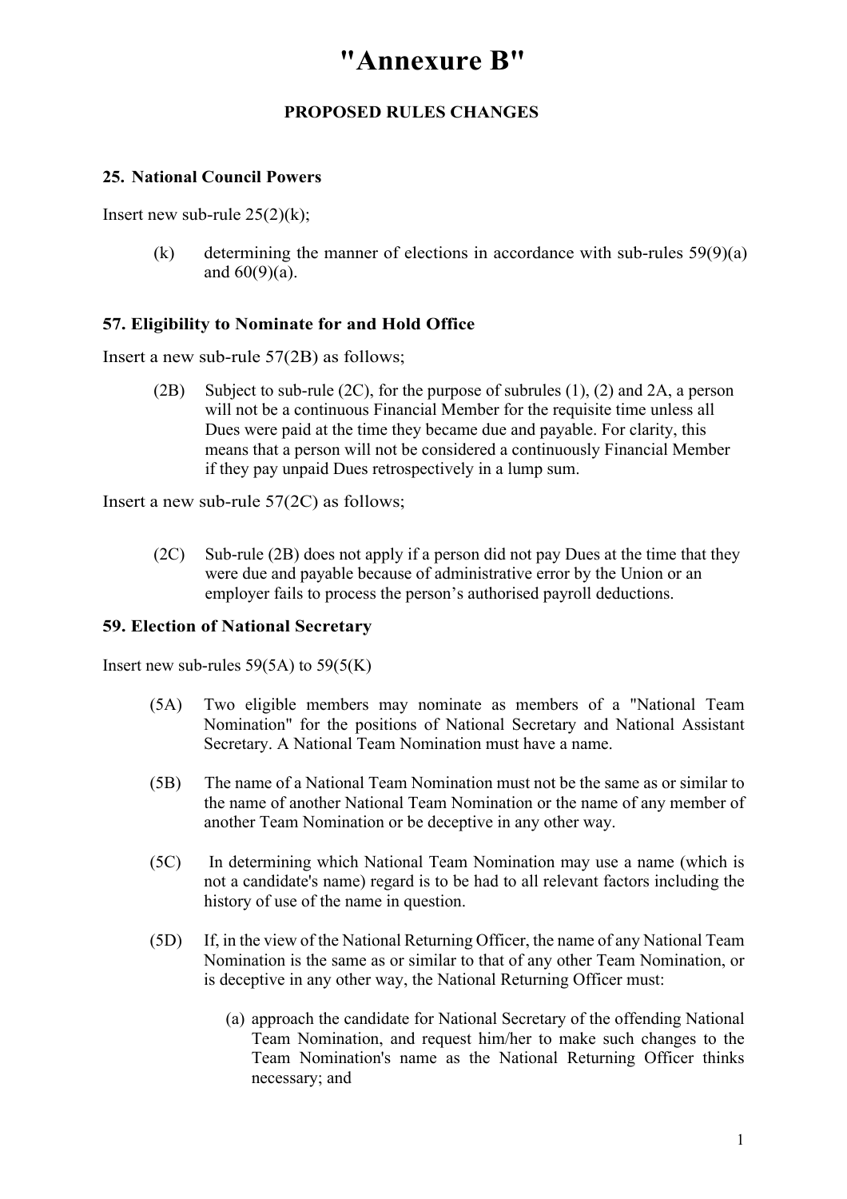# "Annexure B"

## PROPOSED RULES CHANGES

### 25. National Council Powers

Insert new sub-rule 25(2)(k);

> (k) determining the manner of elections in accordance with sub-rules 59(9)(a) and 60(9)(a).

### 57. Eligibility to Nominate for and Hold Office

Insert a new sub-rule 57(2B) as follows;

> (2B) Subject to sub-rule (2C), for the purpose of subrules (1), (2) and 2A, a person will not be a continuous Financial Member for the requisite time unless all Dues were paid at the time they became due and payable. For clarity, this means that a person will not be considered a continuously Financial Member if they pay unpaid Dues retrospectively in a lump sum.

Insert a new sub-rule 57(2C) as follows;

> (2C) Sub-rule (2B) does not apply if a person did not pay Dues at the time that they were due and payable because of administrative error by the Union or an employer fails to process the person's authorised payroll deductions.

### 59. Election of National Secretary

Insert new sub-rules 59(5A) to 59(5(K)

> (5A) Two eligible members may nominate as members of a "National Team Nomination" for the positions of National Secretary and National Assistant Secretary. A National Team Nomination must have a name.
>
> (5B) The name of a National Team Nomination must not be the same as or similar to the name of another National Team Nomination or the name of any member of another Team Nomination or be deceptive in any other way.
>
> (5C) In determining which National Team Nomination may use a name (which is not a candidate's name) regard is to be had to all relevant factors including the history of use of the name in question.
>
> (5D) If, in the view of the National Returning Officer, the name of any National Team Nomination is the same as or similar to that of any other Team Nomination, or is deceptive in any other way, the National Returning Officer must:
>
> > (a) approach the candidate for National Secretary of the offending National Team Nomination, and request him/her to make such changes to the Team Nomination's name as the National Returning Officer thinks necessary; and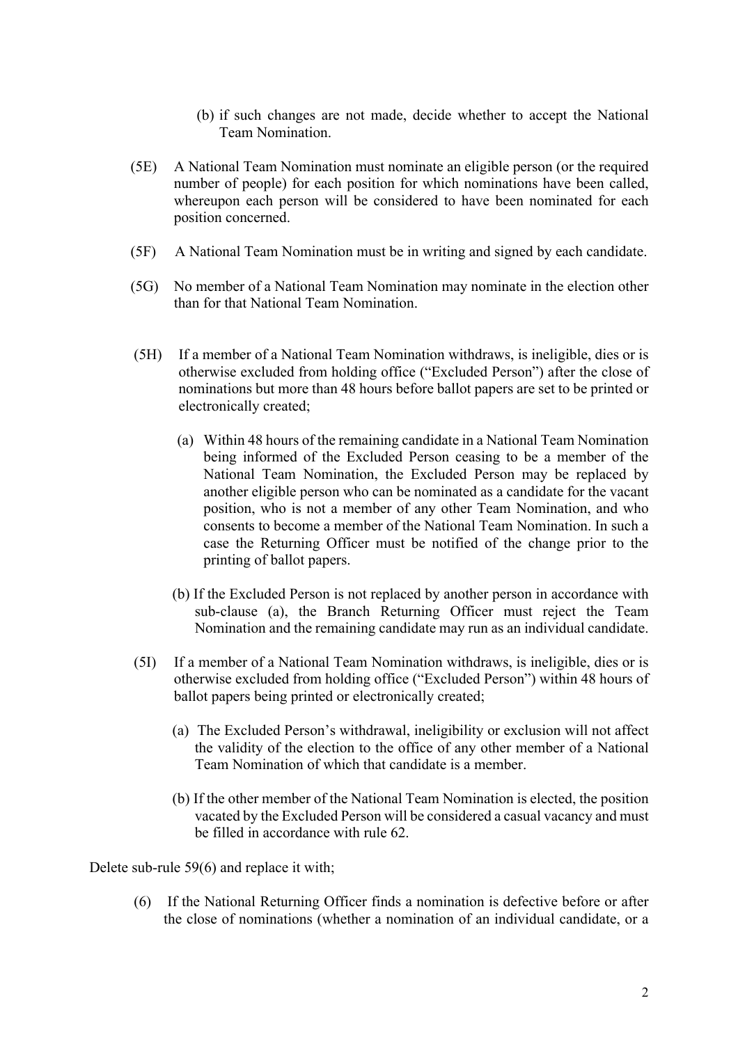(b) if such changes are not made, decide whether to accept the National Team Nomination.

(5E) A National Team Nomination must nominate an eligible person (or the required number of people) for each position for which nominations have been called, whereupon each person will be considered to have been nominated for each position concerned.

(5F) A National Team Nomination must be in writing and signed by each candidate.

(5G) No member of a National Team Nomination may nominate in the election other than for that National Team Nomination.

(5H) If a member of a National Team Nomination withdraws, is ineligible, dies or is otherwise excluded from holding office ("Excluded Person") after the close of nominations but more than 48 hours before ballot papers are set to be printed or electronically created;

(a) Within 48 hours of the remaining candidate in a National Team Nomination being informed of the Excluded Person ceasing to be a member of the National Team Nomination, the Excluded Person may be replaced by another eligible person who can be nominated as a candidate for the vacant position, who is not a member of any other Team Nomination, and who consents to become a member of the National Team Nomination. In such a case the Returning Officer must be notified of the change prior to the printing of ballot papers.

(b) If the Excluded Person is not replaced by another person in accordance with sub-clause (a), the Branch Returning Officer must reject the Team Nomination and the remaining candidate may run as an individual candidate.

(5I) If a member of a National Team Nomination withdraws, is ineligible, dies or is otherwise excluded from holding office ("Excluded Person") within 48 hours of ballot papers being printed or electronically created;

(a) The Excluded Person's withdrawal, ineligibility or exclusion will not affect the validity of the election to the office of any other member of a National Team Nomination of which that candidate is a member.

(b) If the other member of the National Team Nomination is elected, the position vacated by the Excluded Person will be considered a casual vacancy and must be filled in accordance with rule 62.

Delete sub-rule 59(6) and replace it with;

(6) If the National Returning Officer finds a nomination is defective before or after the close of nominations (whether a nomination of an individual candidate, or a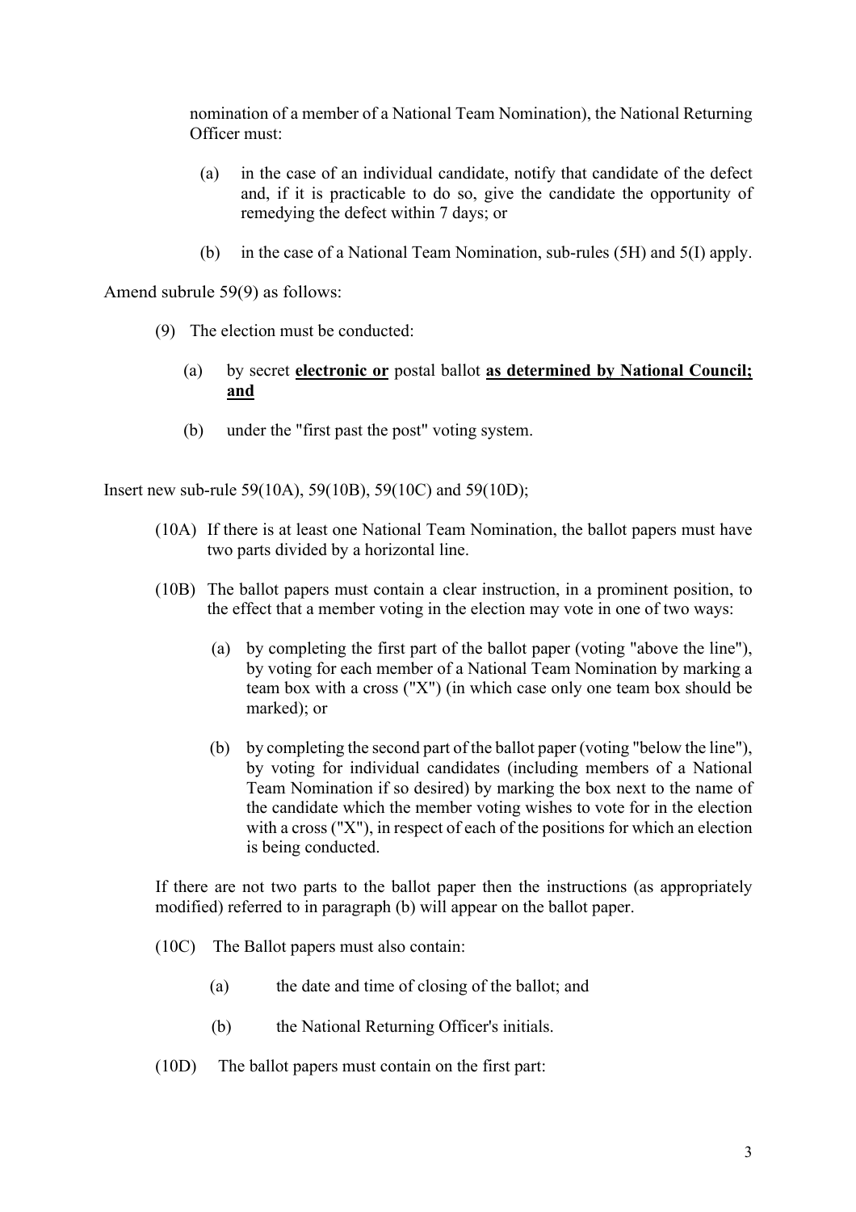nomination of a member of a National Team Nomination), the National Returning Officer must:

(a) in the case of an individual candidate, notify that candidate of the defect and, if it is practicable to do so, give the candidate the opportunity of remedying the defect within 7 days; or

(b) in the case of a National Team Nomination, sub-rules (5H) and 5(I) apply.

Amend subrule 59(9) as follows:

(9) The election must be conducted:

(a) by secret **electronic or** postal ballot **as determined by National Council; and**

(b) under the "first past the post" voting system.

Insert new sub-rule 59(10A), 59(10B), 59(10C) and 59(10D);

(10A) If there is at least one National Team Nomination, the ballot papers must have two parts divided by a horizontal line.

(10B) The ballot papers must contain a clear instruction, in a prominent position, to the effect that a member voting in the election may vote in one of two ways:

(a) by completing the first part of the ballot paper (voting "above the line"), by voting for each member of a National Team Nomination by marking a team box with a cross ("X") (in which case only one team box should be marked); or

(b) by completing the second part of the ballot paper (voting "below the line"), by voting for individual candidates (including members of a National Team Nomination if so desired) by marking the box next to the name of the candidate which the member voting wishes to vote for in the election with a cross ("X"), in respect of each of the positions for which an election is being conducted.

If there are not two parts to the ballot paper then the instructions (as appropriately modified) referred to in paragraph (b) will appear on the ballot paper.

(10C) The Ballot papers must also contain:

(a) the date and time of closing of the ballot; and

(b) the National Returning Officer's initials.

(10D) The ballot papers must contain on the first part: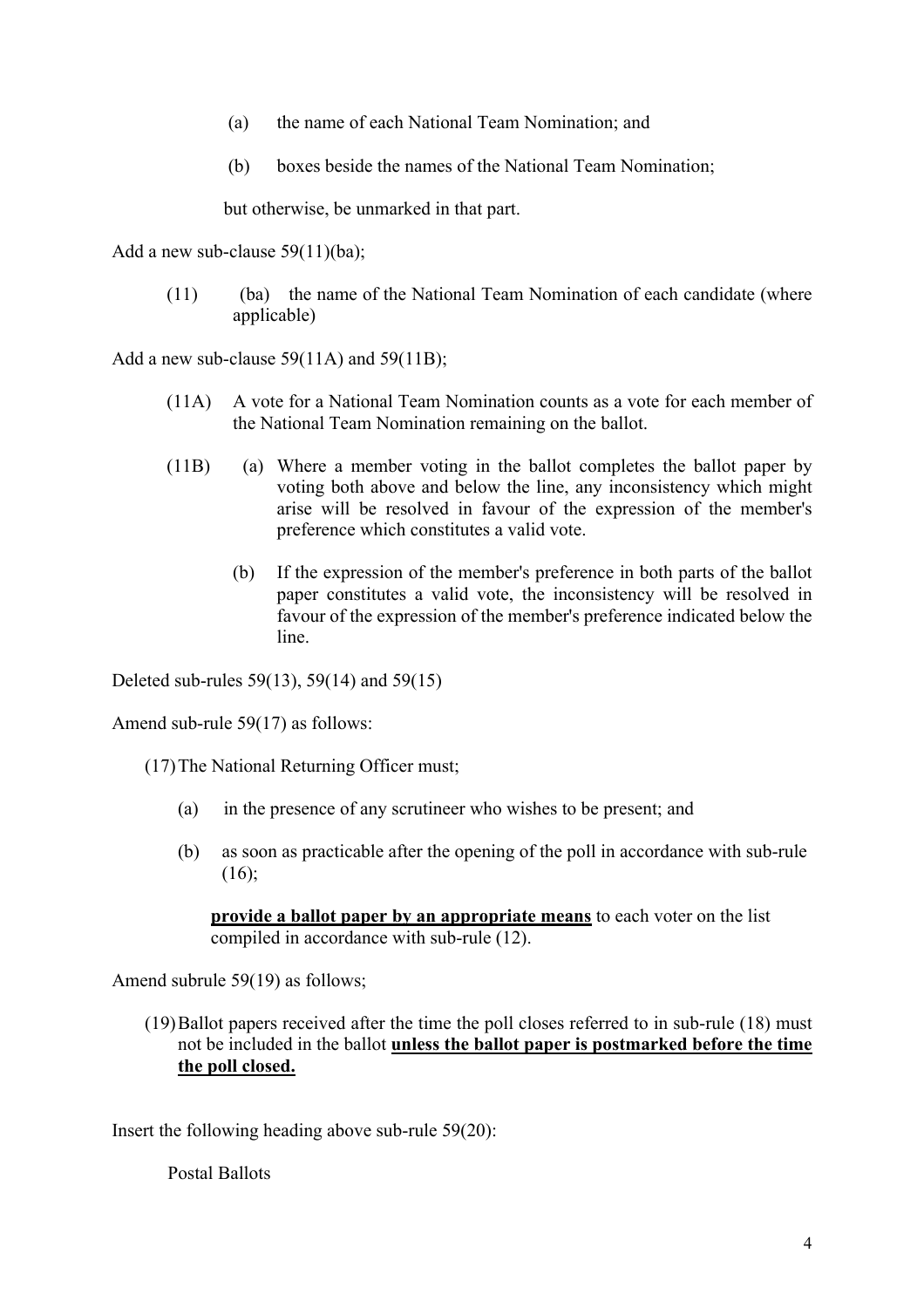(a) the name of each National Team Nomination; and

(b) boxes beside the names of the National Team Nomination;

but otherwise, be unmarked in that part.

Add a new sub-clause 59(11)(ba);

(11) (ba) the name of the National Team Nomination of each candidate (where applicable)

Add a new sub-clause 59(11A) and 59(11B);

(11A) A vote for a National Team Nomination counts as a vote for each member of the National Team Nomination remaining on the ballot.

(11B) (a) Where a member voting in the ballot completes the ballot paper by voting both above and below the line, any inconsistency which might arise will be resolved in favour of the expression of the member's preference which constitutes a valid vote.

(b) If the expression of the member's preference in both parts of the ballot paper constitutes a valid vote, the inconsistency will be resolved in favour of the expression of the member's preference indicated below the line.

Deleted sub-rules 59(13), 59(14) and 59(15)

Amend sub-rule 59(17) as follows:

(17) The National Returning Officer must;

(a) in the presence of any scrutineer who wishes to be present; and

(b) as soon as practicable after the opening of the poll in accordance with sub-rule (16);

**provide a ballot paper by an appropriate means** to each voter on the list compiled in accordance with sub-rule (12).

Amend subrule 59(19) as follows;

(19) Ballot papers received after the time the poll closes referred to in sub-rule (18) must not be included in the ballot **unless the ballot paper is postmarked before the time the poll closed.**

Insert the following heading above sub-rule 59(20):

Postal Ballots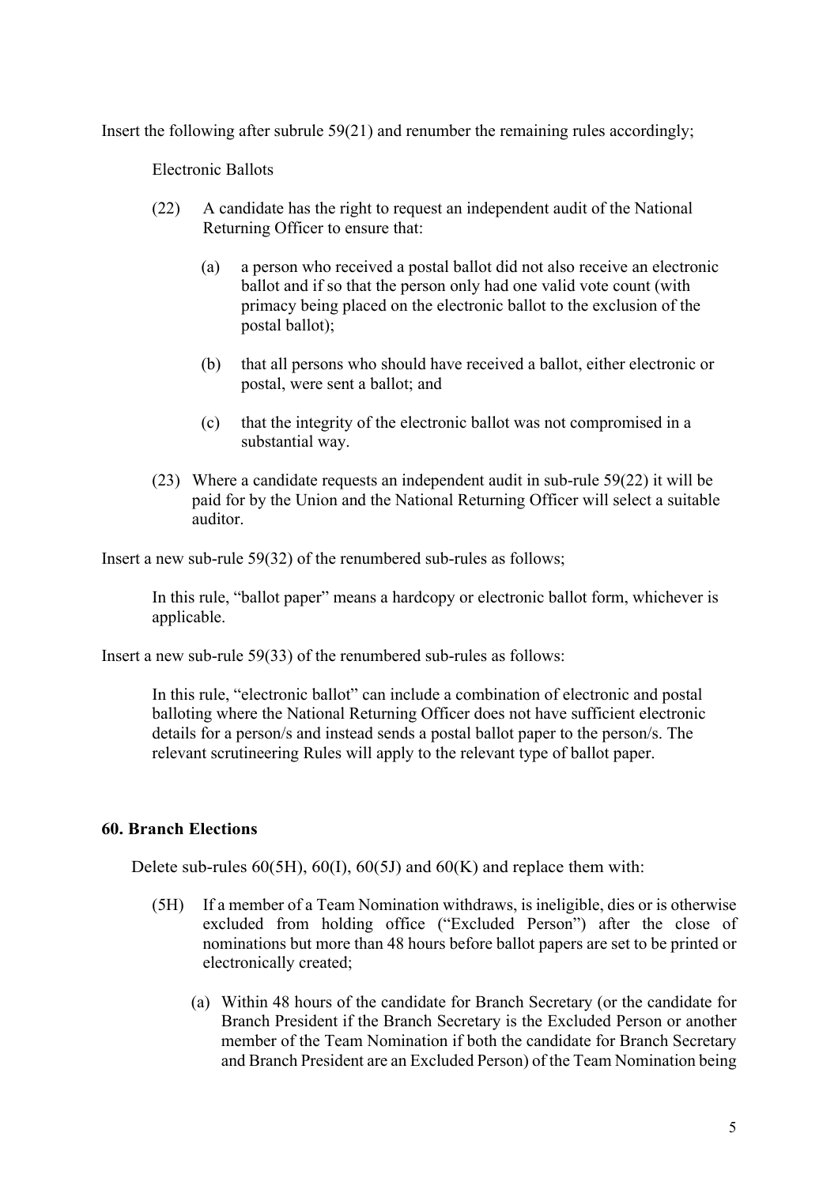Insert the following after subrule 59(21) and renumber the remaining rules accordingly;

Electronic Ballots

(22) A candidate has the right to request an independent audit of the National Returning Officer to ensure that:

(a) a person who received a postal ballot did not also receive an electronic ballot and if so that the person only had one valid vote count (with primacy being placed on the electronic ballot to the exclusion of the postal ballot);

(b) that all persons who should have received a ballot, either electronic or postal, were sent a ballot; and

(c) that the integrity of the electronic ballot was not compromised in a substantial way.

(23) Where a candidate requests an independent audit in sub-rule 59(22) it will be paid for by the Union and the National Returning Officer will select a suitable auditor.

Insert a new sub-rule 59(32) of the renumbered sub-rules as follows;

In this rule, "ballot paper" means a hardcopy or electronic ballot form, whichever is applicable.

Insert a new sub-rule 59(33) of the renumbered sub-rules as follows:

In this rule, "electronic ballot" can include a combination of electronic and postal balloting where the National Returning Officer does not have sufficient electronic details for a person/s and instead sends a postal ballot paper to the person/s. The relevant scrutineering Rules will apply to the relevant type of ballot paper.

## 60. Branch Elections

Delete sub-rules 60(5H), 60(I), 60(5J) and 60(K) and replace them with:

(5H) If a member of a Team Nomination withdraws, is ineligible, dies or is otherwise excluded from holding office ("Excluded Person") after the close of nominations but more than 48 hours before ballot papers are set to be printed or electronically created;

(a) Within 48 hours of the candidate for Branch Secretary (or the candidate for Branch President if the Branch Secretary is the Excluded Person or another member of the Team Nomination if both the candidate for Branch Secretary and Branch President are an Excluded Person) of the Team Nomination being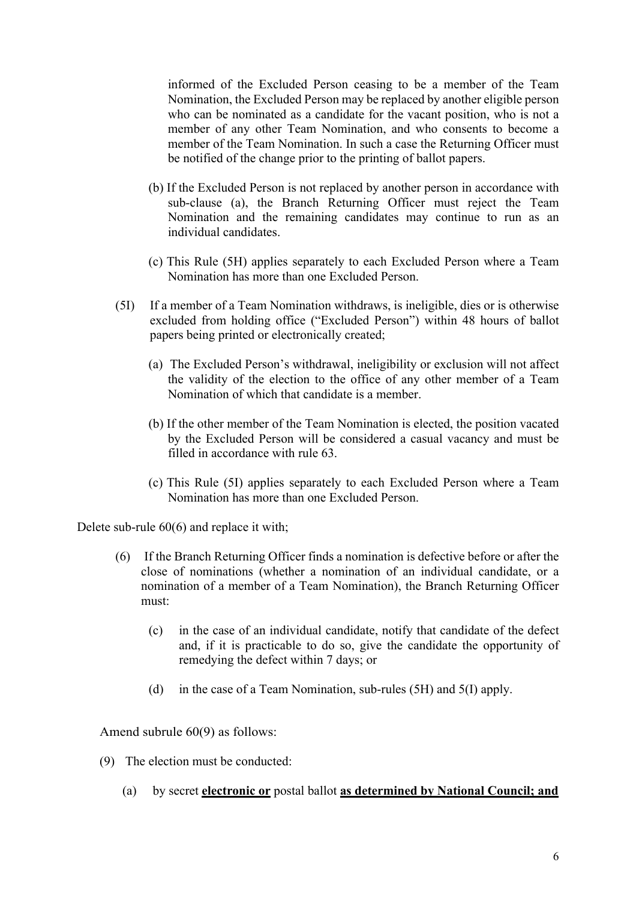informed of the Excluded Person ceasing to be a member of the Team Nomination, the Excluded Person may be replaced by another eligible person who can be nominated as a candidate for the vacant position, who is not a member of any other Team Nomination, and who consents to become a member of the Team Nomination. In such a case the Returning Officer must be notified of the change prior to the printing of ballot papers.

(b) If the Excluded Person is not replaced by another person in accordance with sub-clause (a), the Branch Returning Officer must reject the Team Nomination and the remaining candidates may continue to run as an individual candidates.

(c) This Rule (5H) applies separately to each Excluded Person where a Team Nomination has more than one Excluded Person.

(5I) If a member of a Team Nomination withdraws, is ineligible, dies or is otherwise excluded from holding office ("Excluded Person") within 48 hours of ballot papers being printed or electronically created;

(a) The Excluded Person's withdrawal, ineligibility or exclusion will not affect the validity of the election to the office of any other member of a Team Nomination of which that candidate is a member.

(b) If the other member of the Team Nomination is elected, the position vacated by the Excluded Person will be considered a casual vacancy and must be filled in accordance with rule 63.

(c) This Rule (5I) applies separately to each Excluded Person where a Team Nomination has more than one Excluded Person.

Delete sub-rule 60(6) and replace it with;

(6) If the Branch Returning Officer finds a nomination is defective before or after the close of nominations (whether a nomination of an individual candidate, or a nomination of a member of a Team Nomination), the Branch Returning Officer must:

(c) in the case of an individual candidate, notify that candidate of the defect and, if it is practicable to do so, give the candidate the opportunity of remedying the defect within 7 days; or

(d) in the case of a Team Nomination, sub-rules (5H) and 5(I) apply.

Amend subrule 60(9) as follows:

(9) The election must be conducted:

(a) by secret **electronic or** postal ballot **as determined by National Council; and**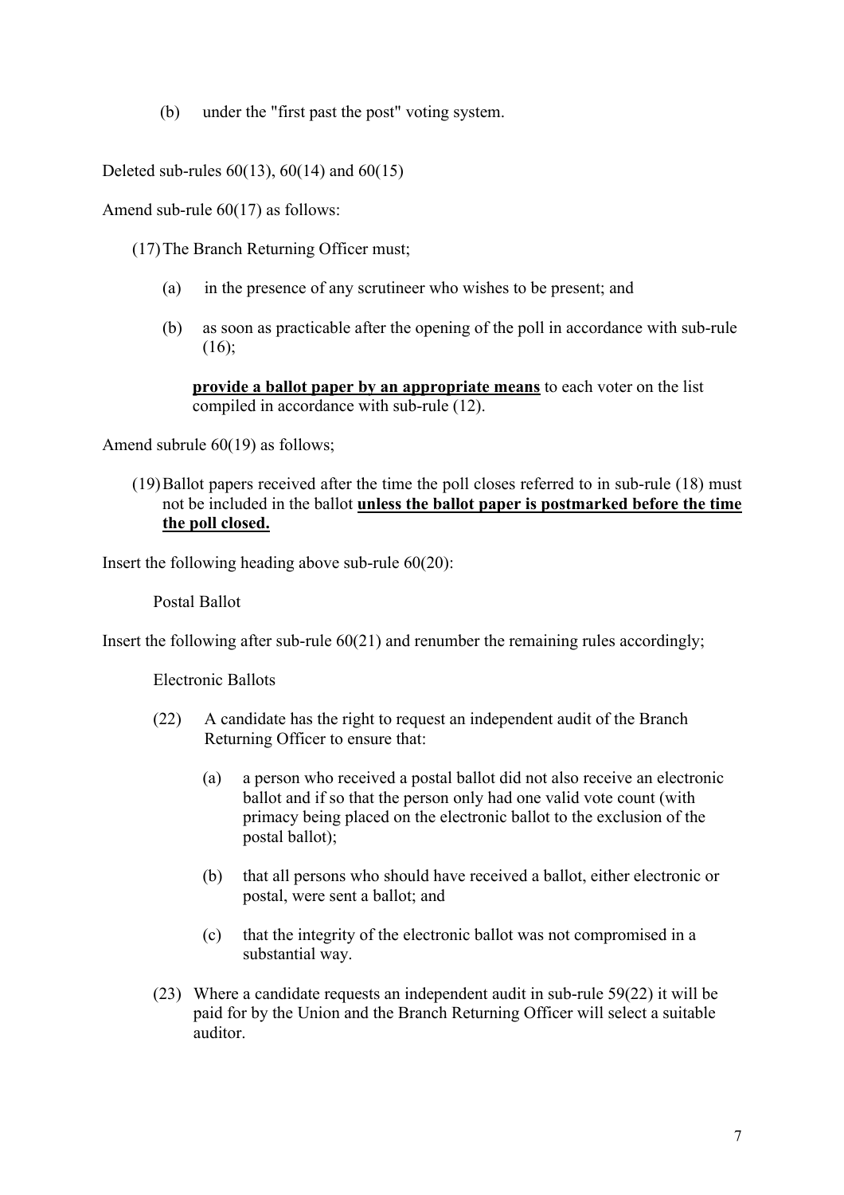(b) under the "first past the post" voting system.

Deleted sub-rules 60(13), 60(14) and 60(15)

Amend sub-rule 60(17) as follows:

(17) The Branch Returning Officer must;

  (a) in the presence of any scrutineer who wishes to be present; and

  (b) as soon as practicable after the opening of the poll in accordance with sub-rule (16);

  **<u>provide a ballot paper by an appropriate means</u>** to each voter on the list compiled in accordance with sub-rule (12).

Amend subrule 60(19) as follows;

(19) Ballot papers received after the time the poll closes referred to in sub-rule (18) must not be included in the ballot **<u>unless the ballot paper is postmarked before the time the poll closed.</u>**

Insert the following heading above sub-rule 60(20):

Postal Ballot

Insert the following after sub-rule 60(21) and renumber the remaining rules accordingly;

Electronic Ballots

(22) A candidate has the right to request an independent audit of the Branch Returning Officer to ensure that:

  (a) a person who received a postal ballot did not also receive an electronic ballot and if so that the person only had one valid vote count (with primacy being placed on the electronic ballot to the exclusion of the postal ballot);

  (b) that all persons who should have received a ballot, either electronic or postal, were sent a ballot; and

  (c) that the integrity of the electronic ballot was not compromised in a substantial way.

(23) Where a candidate requests an independent audit in sub-rule 59(22) it will be paid for by the Union and the Branch Returning Officer will select a suitable auditor.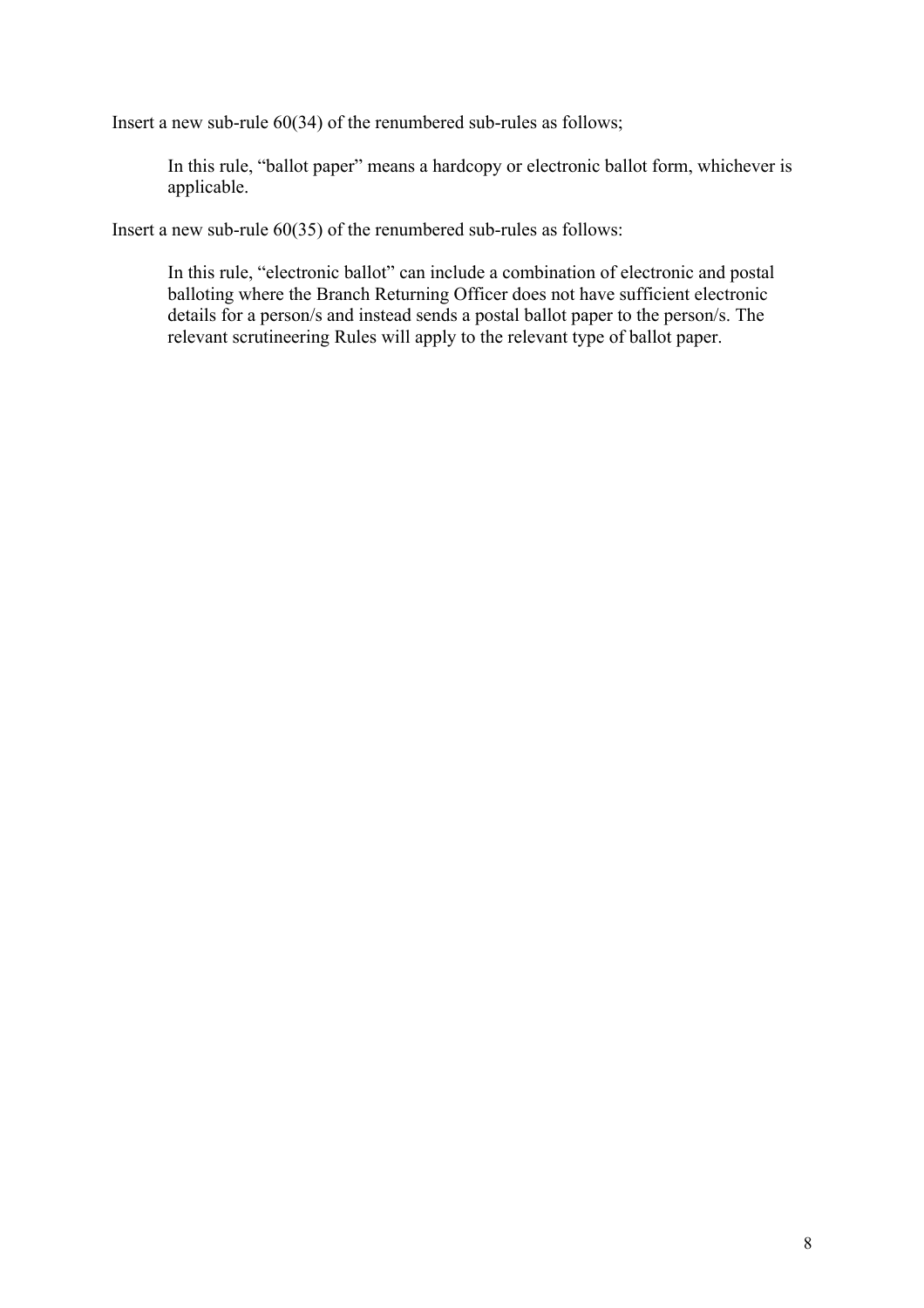Insert a new sub-rule 60(34) of the renumbered sub-rules as follows;

> In this rule, "ballot paper" means a hardcopy or electronic ballot form, whichever is applicable.

Insert a new sub-rule 60(35) of the renumbered sub-rules as follows:

> In this rule, "electronic ballot" can include a combination of electronic and postal balloting where the Branch Returning Officer does not have sufficient electronic details for a person/s and instead sends a postal ballot paper to the person/s. The relevant scrutineering Rules will apply to the relevant type of ballot paper.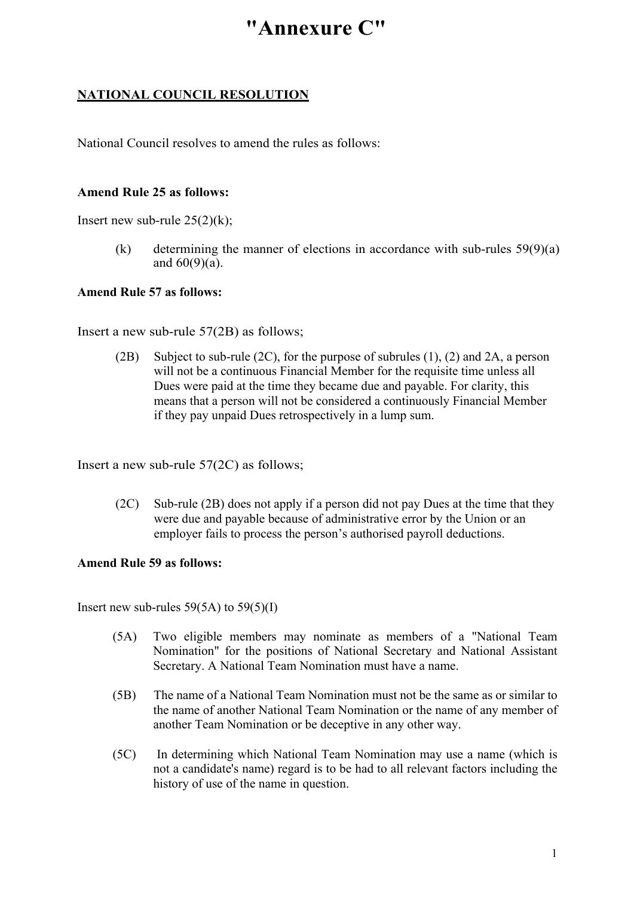# "Annexure C"

**NATIONAL COUNCIL RESOLUTION**

National Council resolves to amend the rules as follows:

**Amend Rule 25 as follows:**

Insert new sub-rule 25(2)(k);

> (k) determining the manner of elections in accordance with sub-rules 59(9)(a) and 60(9)(a).

**Amend Rule 57 as follows:**

Insert a new sub-rule 57(2B) as follows;

> (2B) Subject to sub-rule (2C), for the purpose of subrules (1), (2) and 2A, a person will not be a continuous Financial Member for the requisite time unless all Dues were paid at the time they became due and payable. For clarity, this means that a person will not be considered a continuously Financial Member if they pay unpaid Dues retrospectively in a lump sum.

Insert a new sub-rule 57(2C) as follows;

> (2C) Sub-rule (2B) does not apply if a person did not pay Dues at the time that they were due and payable because of administrative error by the Union or an employer fails to process the person's authorised payroll deductions.

**Amend Rule 59 as follows:**

Insert new sub-rules 59(5A) to 59(5)(I)

> (5A) Two eligible members may nominate as members of a "National Team Nomination" for the positions of National Secretary and National Assistant Secretary. A National Team Nomination must have a name.
>
> (5B) The name of a National Team Nomination must not be the same as or similar to the name of another National Team Nomination or the name of any member of another Team Nomination or be deceptive in any other way.
>
> (5C) In determining which National Team Nomination may use a name (which is not a candidate's name) regard is to be had to all relevant factors including the history of use of the name in question.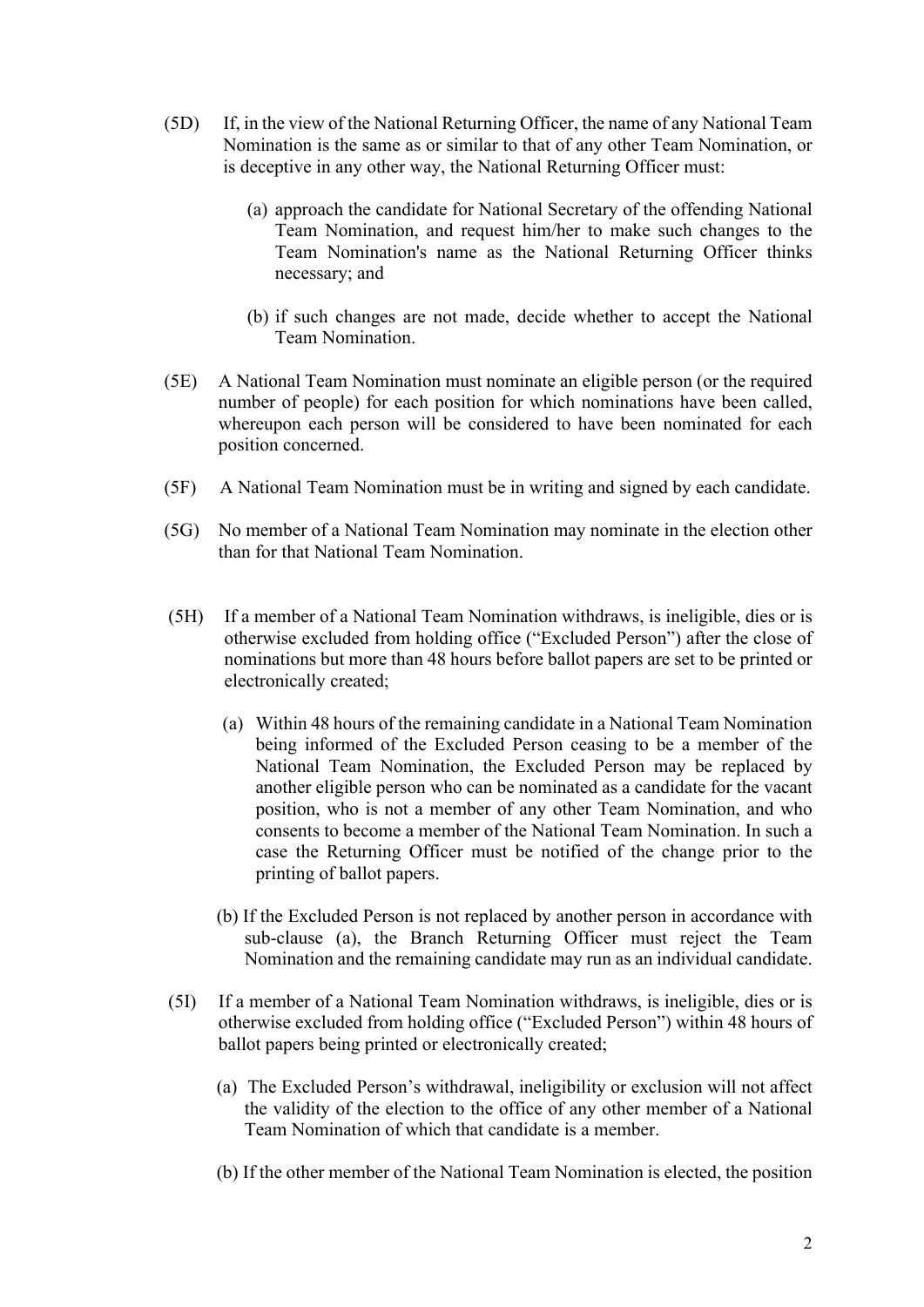(5D) If, in the view of the National Returning Officer, the name of any National Team Nomination is the same as or similar to that of any other Team Nomination, or is deceptive in any other way, the National Returning Officer must:

(a) approach the candidate for National Secretary of the offending National Team Nomination, and request him/her to make such changes to the Team Nomination's name as the National Returning Officer thinks necessary; and

(b) if such changes are not made, decide whether to accept the National Team Nomination.

(5E) A National Team Nomination must nominate an eligible person (or the required number of people) for each position for which nominations have been called, whereupon each person will be considered to have been nominated for each position concerned.

(5F) A National Team Nomination must be in writing and signed by each candidate.

(5G) No member of a National Team Nomination may nominate in the election other than for that National Team Nomination.

(5H) If a member of a National Team Nomination withdraws, is ineligible, dies or is otherwise excluded from holding office ("Excluded Person") after the close of nominations but more than 48 hours before ballot papers are set to be printed or electronically created;

(a) Within 48 hours of the remaining candidate in a National Team Nomination being informed of the Excluded Person ceasing to be a member of the National Team Nomination, the Excluded Person may be replaced by another eligible person who can be nominated as a candidate for the vacant position, who is not a member of any other Team Nomination, and who consents to become a member of the National Team Nomination. In such a case the Returning Officer must be notified of the change prior to the printing of ballot papers.

(b) If the Excluded Person is not replaced by another person in accordance with sub-clause (a), the Branch Returning Officer must reject the Team Nomination and the remaining candidate may run as an individual candidate.

(5I) If a member of a National Team Nomination withdraws, is ineligible, dies or is otherwise excluded from holding office ("Excluded Person") within 48 hours of ballot papers being printed or electronically created;

(a) The Excluded Person's withdrawal, ineligibility or exclusion will not affect the validity of the election to the office of any other member of a National Team Nomination of which that candidate is a member.

(b) If the other member of the National Team Nomination is elected, the position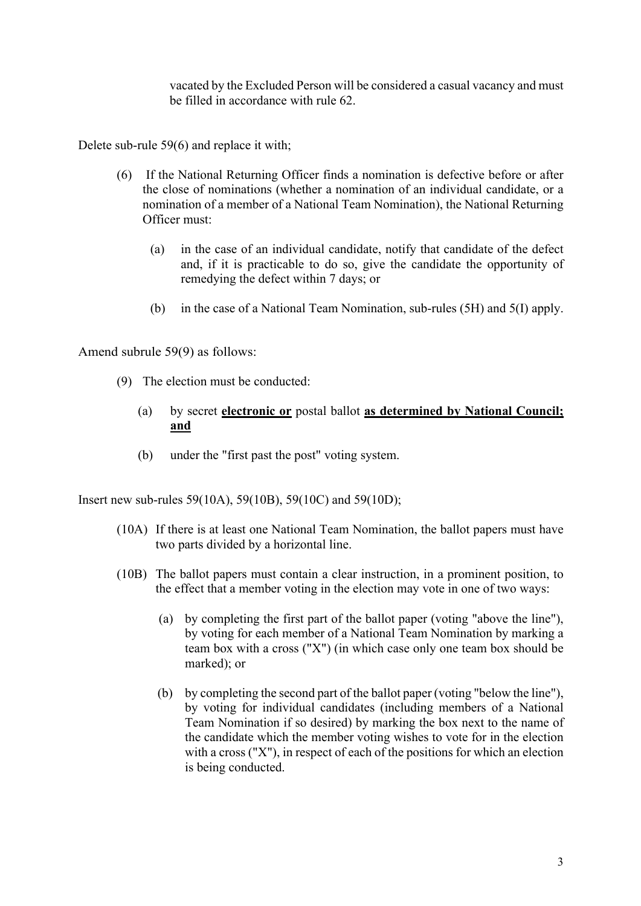vacated by the Excluded Person will be considered a casual vacancy and must be filled in accordance with rule 62.

Delete sub-rule 59(6) and replace it with;

(6) If the National Returning Officer finds a nomination is defective before or after the close of nominations (whether a nomination of an individual candidate, or a nomination of a member of a National Team Nomination), the National Returning Officer must:

(a) in the case of an individual candidate, notify that candidate of the defect and, if it is practicable to do so, give the candidate the opportunity of remedying the defect within 7 days; or

(b) in the case of a National Team Nomination, sub-rules (5H) and 5(I) apply.

Amend subrule 59(9) as follows:

(9) The election must be conducted:

(a) by secret **<u>electronic or</u>** postal ballot **<u>as determined by National Council; and</u>**

(b) under the "first past the post" voting system.

Insert new sub-rules 59(10A), 59(10B), 59(10C) and 59(10D);

(10A) If there is at least one National Team Nomination, the ballot papers must have two parts divided by a horizontal line.

(10B) The ballot papers must contain a clear instruction, in a prominent position, to the effect that a member voting in the election may vote in one of two ways:

(a) by completing the first part of the ballot paper (voting "above the line"), by voting for each member of a National Team Nomination by marking a team box with a cross ("X") (in which case only one team box should be marked); or

(b) by completing the second part of the ballot paper (voting "below the line"), by voting for individual candidates (including members of a National Team Nomination if so desired) by marking the box next to the name of the candidate which the member voting wishes to vote for in the election with a cross ("X"), in respect of each of the positions for which an election is being conducted.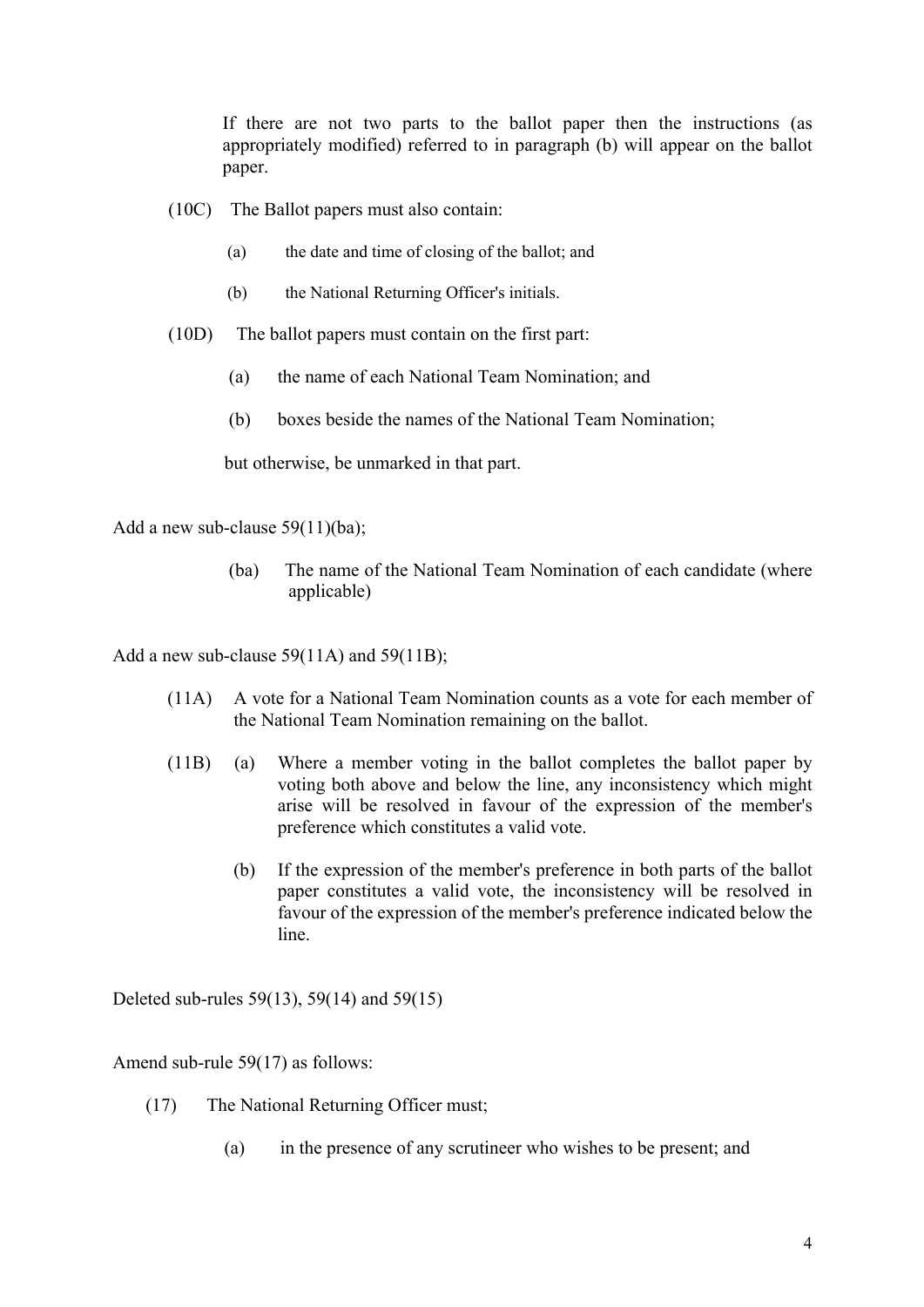If there are not two parts to the ballot paper then the instructions (as appropriately modified) referred to in paragraph (b) will appear on the ballot paper.

(10C) The Ballot papers must also contain:

- (a) the date and time of closing of the ballot; and
- (b) the National Returning Officer's initials.

(10D) The ballot papers must contain on the first part:

- (a) the name of each National Team Nomination; and
- (b) boxes beside the names of the National Team Nomination;

but otherwise, be unmarked in that part.

Add a new sub-clause 59(11)(ba);

> (ba) The name of the National Team Nomination of each candidate (where applicable)

Add a new sub-clause 59(11A) and 59(11B);

(11A) A vote for a National Team Nomination counts as a vote for each member of the National Team Nomination remaining on the ballot.

(11B) (a) Where a member voting in the ballot completes the ballot paper by voting both above and below the line, any inconsistency which might arise will be resolved in favour of the expression of the member's preference which constitutes a valid vote.

(b) If the expression of the member's preference in both parts of the ballot paper constitutes a valid vote, the inconsistency will be resolved in favour of the expression of the member's preference indicated below the line.

Deleted sub-rules 59(13), 59(14) and 59(15)

Amend sub-rule 59(17) as follows:

(17) The National Returning Officer must;

- (a) in the presence of any scrutineer who wishes to be present; and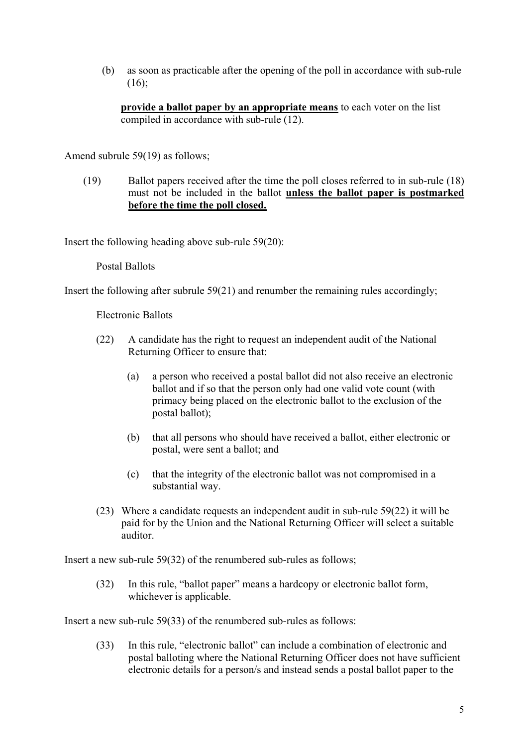(b) as soon as practicable after the opening of the poll in accordance with sub-rule (16);

**<u>provide a ballot paper by an appropriate means</u>** to each voter on the list compiled in accordance with sub-rule (12).

Amend subrule 59(19) as follows;

(19) Ballot papers received after the time the poll closes referred to in sub-rule (18) must not be included in the ballot **<u>unless the ballot paper is postmarked before the time the poll closed.</u>**

Insert the following heading above sub-rule 59(20):

Postal Ballots

Insert the following after subrule 59(21) and renumber the remaining rules accordingly;

Electronic Ballots

(22) A candidate has the right to request an independent audit of the National Returning Officer to ensure that:

(a) a person who received a postal ballot did not also receive an electronic ballot and if so that the person only had one valid vote count (with primacy being placed on the electronic ballot to the exclusion of the postal ballot);

(b) that all persons who should have received a ballot, either electronic or postal, were sent a ballot; and

(c) that the integrity of the electronic ballot was not compromised in a substantial way.

(23) Where a candidate requests an independent audit in sub-rule 59(22) it will be paid for by the Union and the National Returning Officer will select a suitable auditor.

Insert a new sub-rule 59(32) of the renumbered sub-rules as follows;

(32) In this rule, "ballot paper" means a hardcopy or electronic ballot form, whichever is applicable.

Insert a new sub-rule 59(33) of the renumbered sub-rules as follows:

(33) In this rule, "electronic ballot" can include a combination of electronic and postal balloting where the National Returning Officer does not have sufficient electronic details for a person/s and instead sends a postal ballot paper to the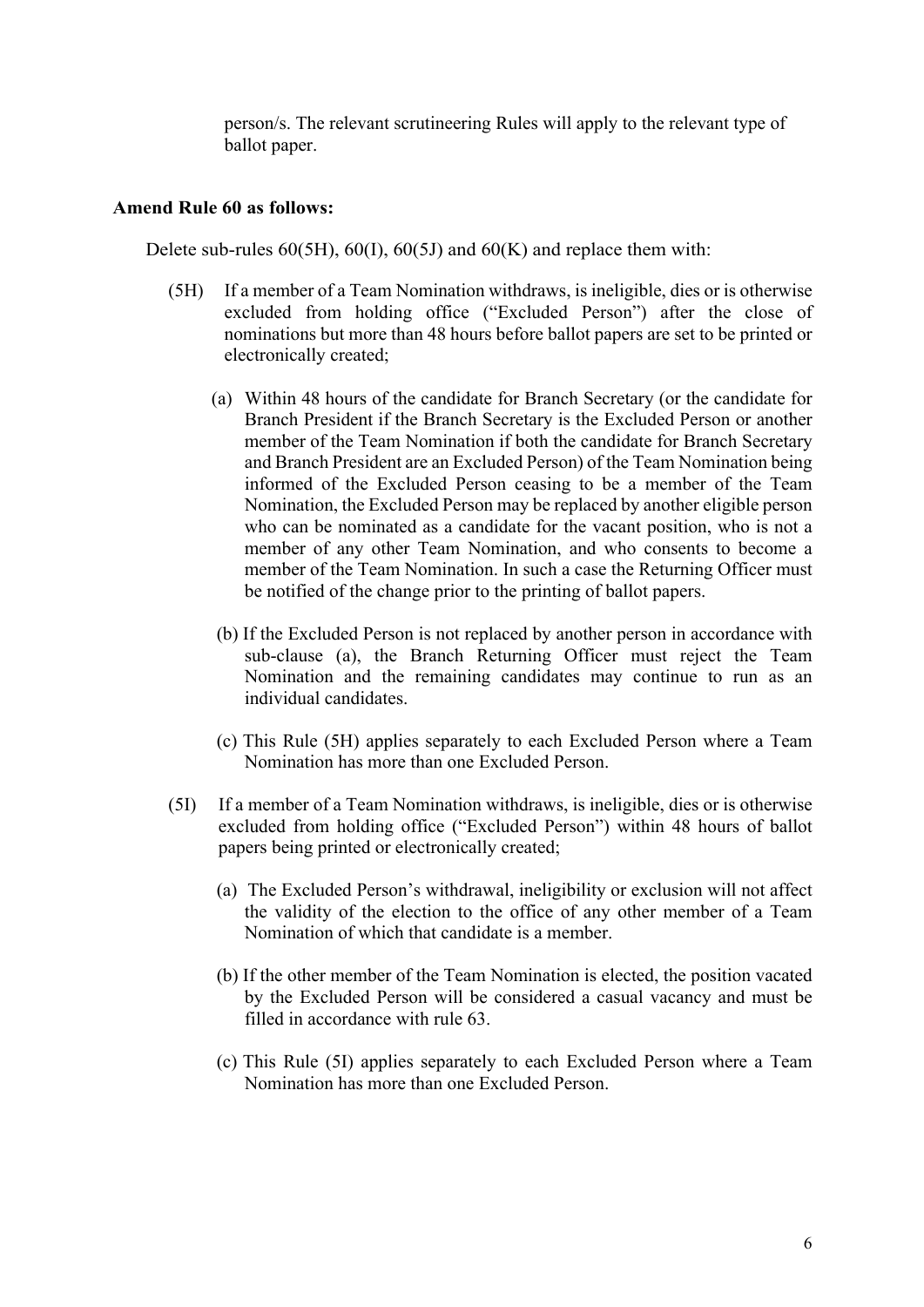person/s. The relevant scrutineering Rules will apply to the relevant type of ballot paper.

**Amend Rule 60 as follows:**

Delete sub-rules 60(5H), 60(I), 60(5J) and 60(K) and replace them with:

(5H) If a member of a Team Nomination withdraws, is ineligible, dies or is otherwise excluded from holding office ("Excluded Person") after the close of nominations but more than 48 hours before ballot papers are set to be printed or electronically created;

(a) Within 48 hours of the candidate for Branch Secretary (or the candidate for Branch President if the Branch Secretary is the Excluded Person or another member of the Team Nomination if both the candidate for Branch Secretary and Branch President are an Excluded Person) of the Team Nomination being informed of the Excluded Person ceasing to be a member of the Team Nomination, the Excluded Person may be replaced by another eligible person who can be nominated as a candidate for the vacant position, who is not a member of any other Team Nomination, and who consents to become a member of the Team Nomination. In such a case the Returning Officer must be notified of the change prior to the printing of ballot papers.

(b) If the Excluded Person is not replaced by another person in accordance with sub-clause (a), the Branch Returning Officer must reject the Team Nomination and the remaining candidates may continue to run as an individual candidates.

(c) This Rule (5H) applies separately to each Excluded Person where a Team Nomination has more than one Excluded Person.

(5I) If a member of a Team Nomination withdraws, is ineligible, dies or is otherwise excluded from holding office ("Excluded Person") within 48 hours of ballot papers being printed or electronically created;

(a) The Excluded Person's withdrawal, ineligibility or exclusion will not affect the validity of the election to the office of any other member of a Team Nomination of which that candidate is a member.

(b) If the other member of the Team Nomination is elected, the position vacated by the Excluded Person will be considered a casual vacancy and must be filled in accordance with rule 63.

(c) This Rule (5I) applies separately to each Excluded Person where a Team Nomination has more than one Excluded Person.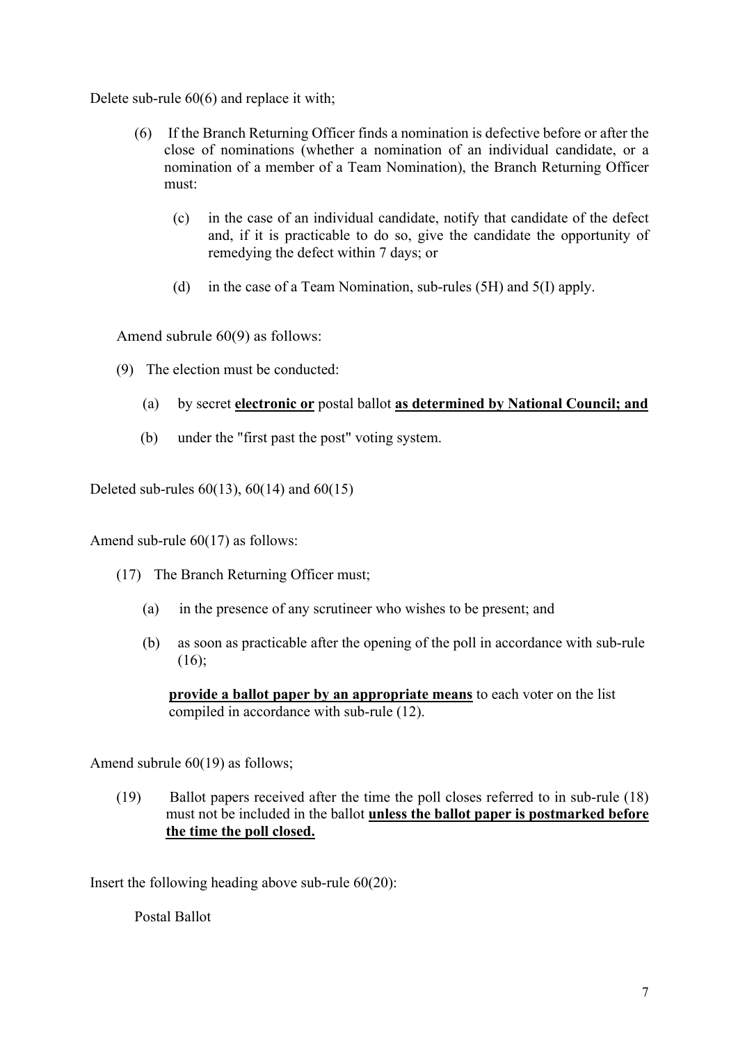Delete sub-rule 60(6) and replace it with;

(6) If the Branch Returning Officer finds a nomination is defective before or after the close of nominations (whether a nomination of an individual candidate, or a nomination of a member of a Team Nomination), the Branch Returning Officer must:

(c) in the case of an individual candidate, notify that candidate of the defect and, if it is practicable to do so, give the candidate the opportunity of remedying the defect within 7 days; or

(d) in the case of a Team Nomination, sub-rules (5H) and 5(I) apply.

Amend subrule 60(9) as follows:

(9) The election must be conducted:

(a) by secret **electronic or** postal ballot **as determined by National Council; and**

(b) under the "first past the post" voting system.

Deleted sub-rules 60(13), 60(14) and 60(15)

Amend sub-rule 60(17) as follows:

(17) The Branch Returning Officer must;

(a) in the presence of any scrutineer who wishes to be present; and

(b) as soon as practicable after the opening of the poll in accordance with sub-rule (16);

**provide a ballot paper by an appropriate means** to each voter on the list compiled in accordance with sub-rule (12).

Amend subrule 60(19) as follows;

(19) Ballot papers received after the time the poll closes referred to in sub-rule (18) must not be included in the ballot **unless the ballot paper is postmarked before the time the poll closed.**

Insert the following heading above sub-rule 60(20):

Postal Ballot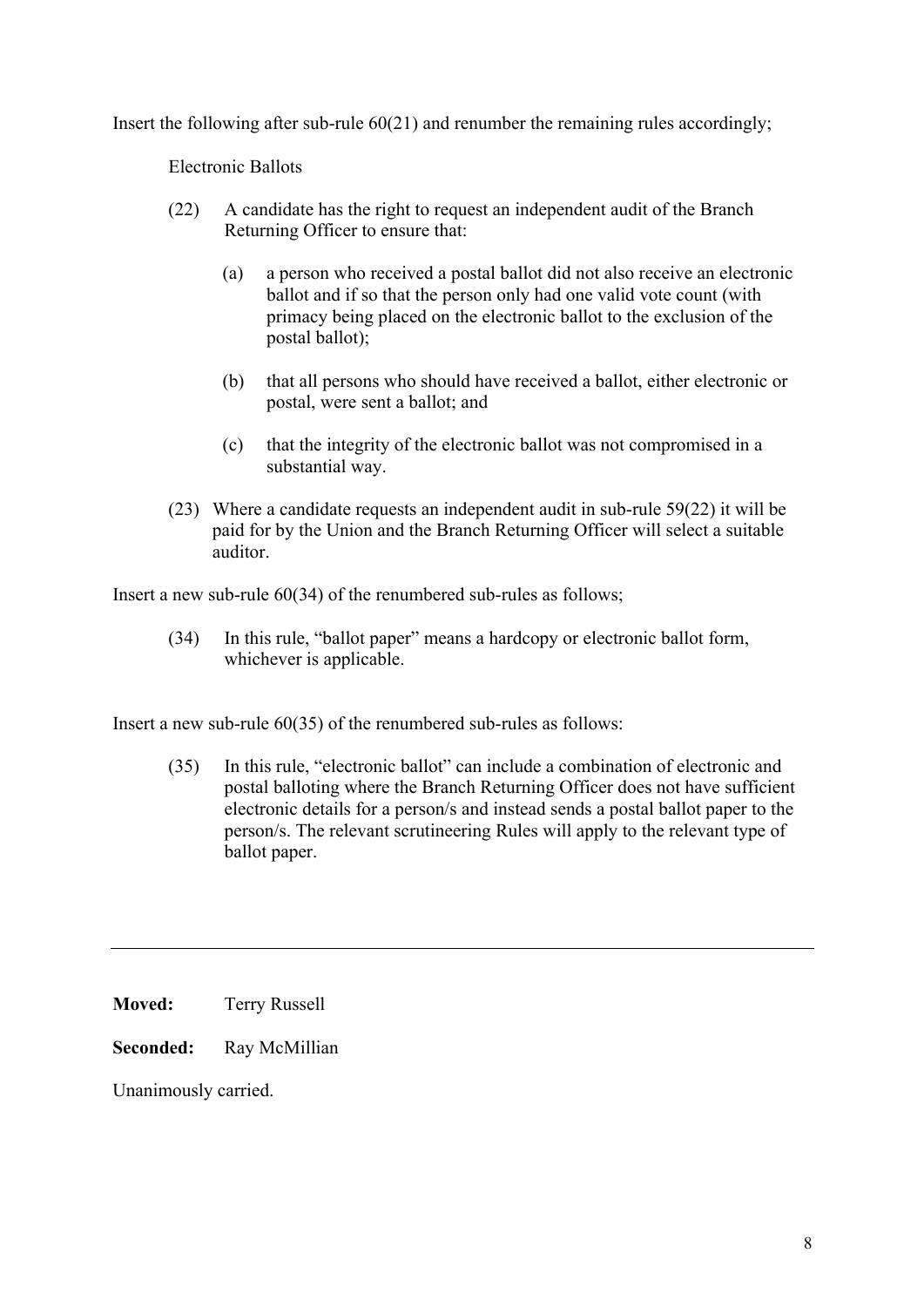Insert the following after sub-rule 60(21) and renumber the remaining rules accordingly;

Electronic Ballots

(22) A candidate has the right to request an independent audit of the Branch Returning Officer to ensure that:

(a) a person who received a postal ballot did not also receive an electronic ballot and if so that the person only had one valid vote count (with primacy being placed on the electronic ballot to the exclusion of the postal ballot);

(b) that all persons who should have received a ballot, either electronic or postal, were sent a ballot; and

(c) that the integrity of the electronic ballot was not compromised in a substantial way.

(23) Where a candidate requests an independent audit in sub-rule 59(22) it will be paid for by the Union and the Branch Returning Officer will select a suitable auditor.

Insert a new sub-rule 60(34) of the renumbered sub-rules as follows;

(34) In this rule, "ballot paper" means a hardcopy or electronic ballot form, whichever is applicable.

Insert a new sub-rule 60(35) of the renumbered sub-rules as follows:

(35) In this rule, "electronic ballot" can include a combination of electronic and postal balloting where the Branch Returning Officer does not have sufficient electronic details for a person/s and instead sends a postal ballot paper to the person/s. The relevant scrutineering Rules will apply to the relevant type of ballot paper.

---

**Moved:** Terry Russell

**Seconded:** Ray McMillian

Unanimously carried.